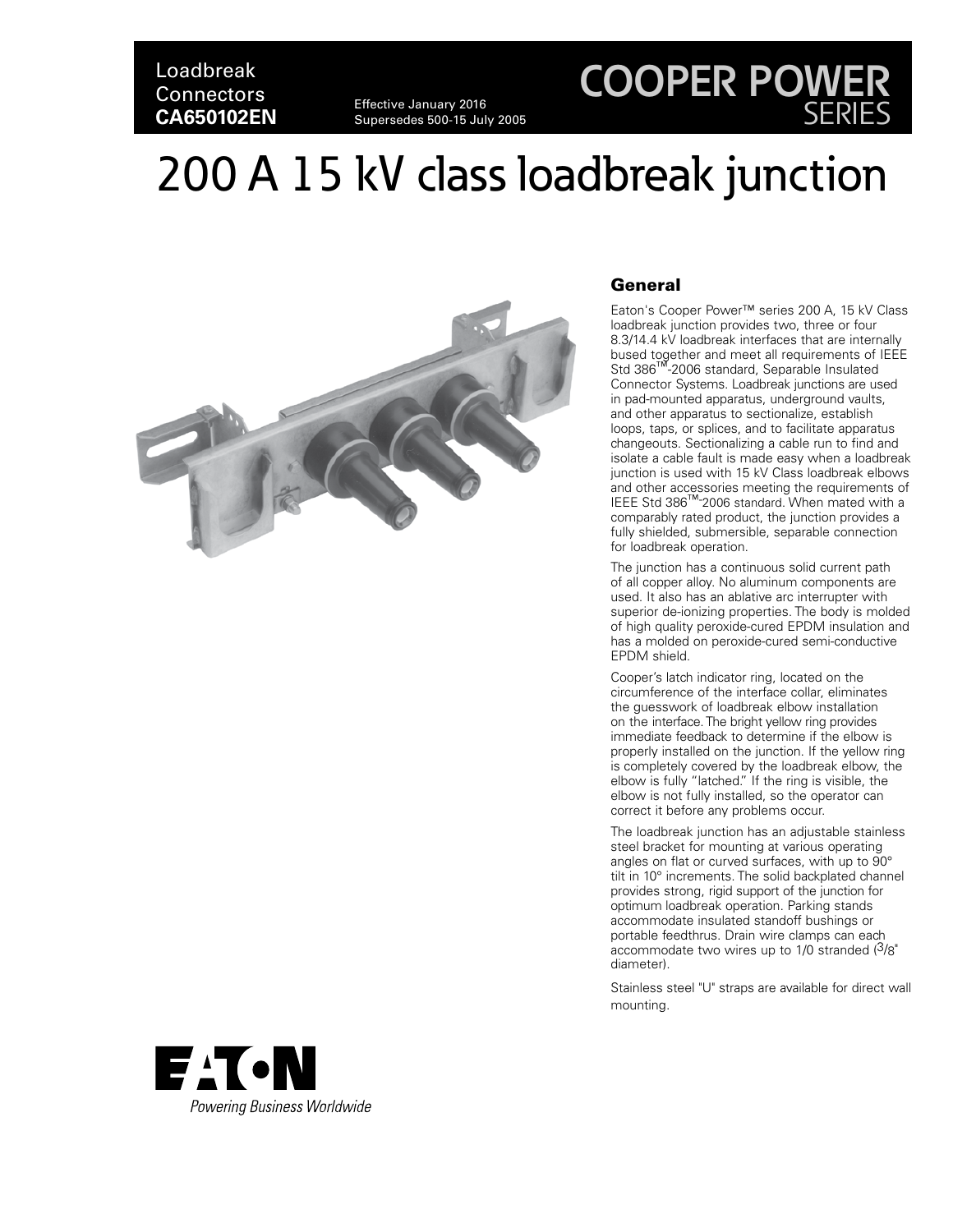Loadbreak Connectors
**CA650102EN**

Effective January 2016
Supersedes 500-15 July 2005

COOPER POWER
SERIES

# 200 A 15 kV class loadbreak junction

## General

Eaton's Cooper Power™ series 200 A, 15 kV Class loadbreak junction provides two, three or four 8.3/14.4 kV loadbreak interfaces that are internally bused together and meet all requirements of IEEE Std 386™-2006 standard, Separable Insulated Connector Systems. Loadbreak junctions are used in pad-mounted apparatus, underground vaults, and other apparatus to sectionalize, establish loops, taps, or splices, and to facilitate apparatus changeouts. Sectionalizing a cable run to find and isolate a cable fault is made easy when a loadbreak junction is used with 15 kV Class loadbreak elbows and other accessories meeting the requirements of IEEE Std 386™-2006 standard. When mated with a comparably rated product, the junction provides a fully shielded, submersible, separable connection for loadbreak operation.

The junction has a continuous solid current path of all copper alloy. No aluminum components are used. It also has an ablative arc interrupter with superior de-ionizing properties. The body is molded of high quality peroxide-cured EPDM insulation and has a molded on peroxide-cured semi-conductive EPDM shield.

Cooper's latch indicator ring, located on the circumference of the interface collar, eliminates the guesswork of loadbreak elbow installation on the interface. The bright yellow ring provides immediate feedback to determine if the elbow is properly installed on the junction. If the yellow ring is completely covered by the loadbreak elbow, the elbow is fully "latched." If the ring is visible, the elbow is not fully installed, so the operator can correct it before any problems occur.

The loadbreak junction has an adjustable stainless steel bracket for mounting at various operating angles on flat or curved surfaces, with up to 90° tilt in 10° increments. The solid backplated channel provides strong, rigid support of the junction for optimum loadbreak operation. Parking stands accommodate insulated standoff bushings or portable feedthrus. Drain wire clamps can each accommodate two wires up to 1/0 stranded (3/8" diameter).

Stainless steel "U" straps are available for direct wall mounting.

EATON
Powering Business Worldwide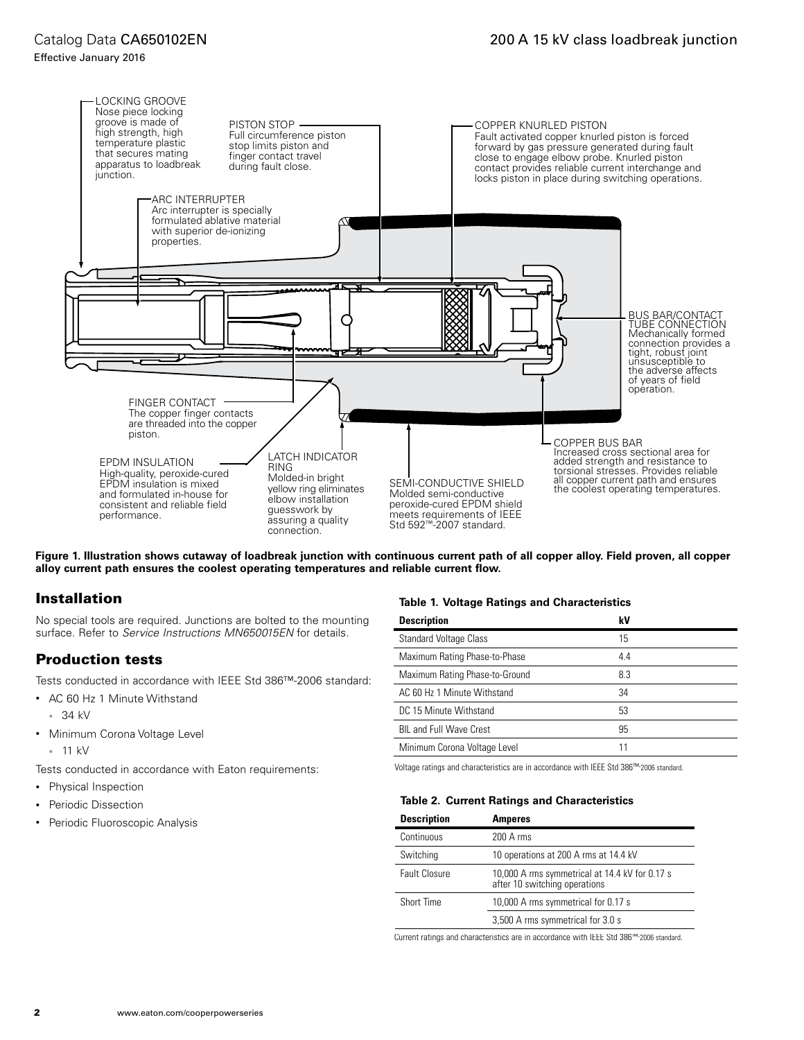Catalog Data CA650102EN

Effective January 2016

200 A 15 kV class loadbreak junction

LOCKING GROOVE
Nose piece locking groove is made of high strength, high temperature plastic that secures mating apparatus to loadbreak junction.

PISTON STOP
Full circumference piston stop limits piston and finger contact travel during fault close.

COPPER KNURLED PISTON
Fault activated copper knurled piston is forced forward by gas pressure generated during fault close to engage elbow probe. Knurled piston contact provides reliable current interchange and locks piston in place during switching operations.

ARC INTERRUPTER
Arc interrupter is specially formulated ablative material with superior de-ionizing properties.

BUS BAR/CONTACT TUBE CONNECTION
Mechanically formed connection provides a tight, robust joint unsusceptible to the adverse affects of years of field operation.

FINGER CONTACT
The copper finger contacts are threaded into the copper piston.

COPPER BUS BAR
Increased cross sectional area for added strength and resistance to torsional stresses. Provides reliable all copper current path and ensures the coolest operating temperatures.

EPDM INSULATION
High-quality, peroxide-cured EPDM insulation is mixed and formulated in-house for consistent and reliable field performance.

LATCH INDICATOR RING
Molded-in bright yellow ring eliminates elbow installation guesswork by assuring a quality connection.

SEMI-CONDUCTIVE SHIELD
Molded semi-conductive peroxide-cured EPDM shield meets requirements of IEEE Std 592™-2007 standard.

**Figure 1. Illustration shows cutaway of loadbreak junction with continuous current path of all copper alloy. Field proven, all copper alloy current path ensures the coolest operating temperatures and reliable current flow.**

## Installation

No special tools are required. Junctions are bolted to the mounting surface. Refer to *Service Instructions MN650015EN* for details.

## Production tests

Tests conducted in accordance with IEEE Std 386™-2006 standard:

- AC 60 Hz 1 Minute Withstand
  - 34 kV
- Minimum Corona Voltage Level
  - 11 kV

Tests conducted in accordance with Eaton requirements:

- Physical Inspection
- Periodic Dissection
- Periodic Fluoroscopic Analysis

**Table 1. Voltage Ratings and Characteristics**

| Description | kV |
|---|---|
| Standard Voltage Class | 15 |
| Maximum Rating Phase-to-Phase | 4.4 |
| Maximum Rating Phase-to-Ground | 8.3 |
| AC 60 Hz 1 Minute Withstand | 34 |
| DC 15 Minute Withstand | 53 |
| BIL and Full Wave Crest | 95 |
| Minimum Corona Voltage Level | 11 |

Voltage ratings and characteristics are in accordance with IEEE Std 386™-2006 standard.

**Table 2. Current Ratings and Characteristics**

| Description | Amperes |
|---|---|
| Continuous | 200 A rms |
| Switching | 10 operations at 200 A rms at 14.4 kV |
| Fault Closure | 10,000 A rms symmetrical at 14.4 kV for 0.17 s after 10 switching operations |
| Short Time | 10,000 A rms symmetrical for 0.17 s |
| | 3,500 A rms symmetrical for 3.0 s |

Current ratings and characteristics are in accordance with IEEE Std 386™-2006 standard.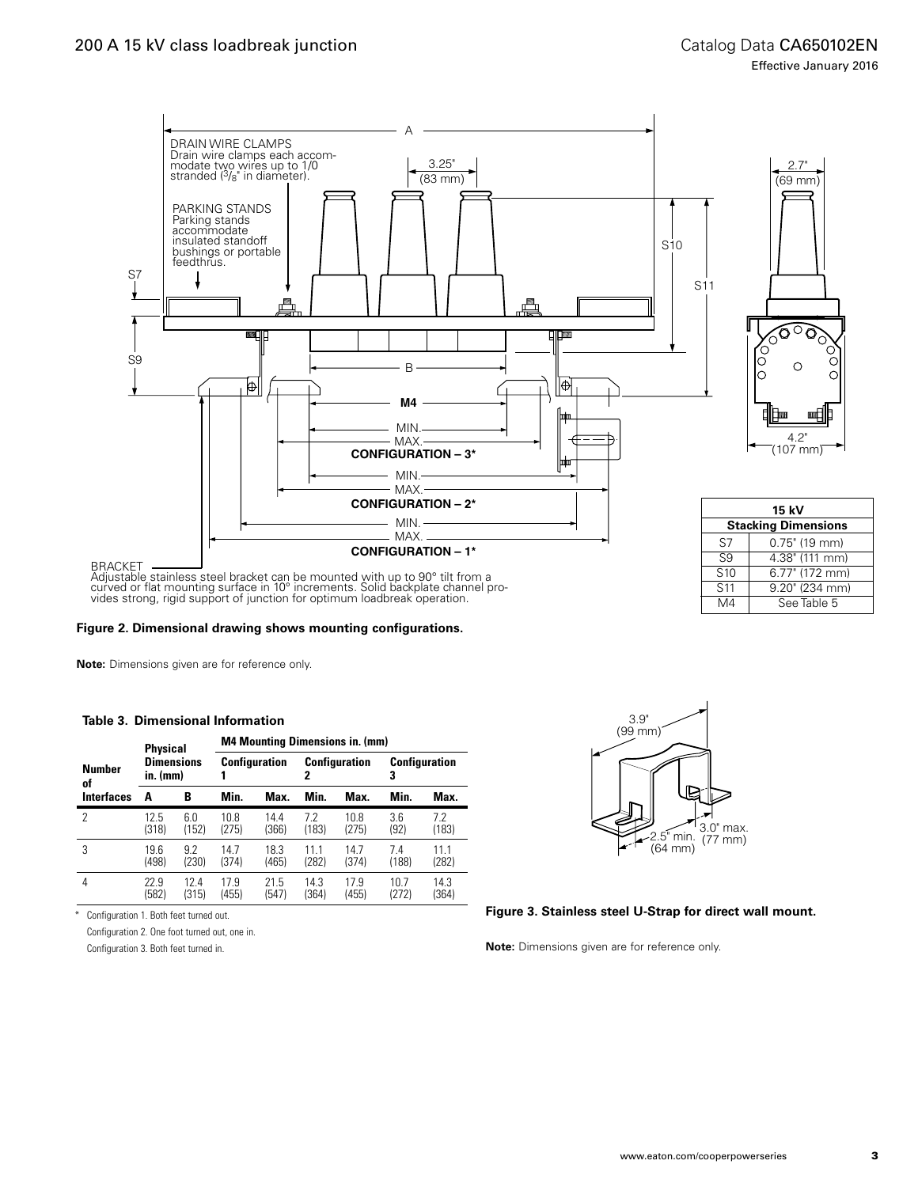DRAIN WIRE CLAMPS
Drain wire clamps each accommodate two wires up to 1/0 stranded (3/8" in diameter).

PARKING STANDS
Parking stands accommodate insulated standoff bushings or portable feedthrus.

A

3.25" (83 mm)

2.7" (69 mm)

S7

S9

S10

S11

B

M4

MIN.
MAX.
CONFIGURATION – 3*

MIN.
MAX.
CONFIGURATION – 2*

MIN.
MAX.
CONFIGURATION – 1*

4.2" (107 mm)

BRACKET
Adjustable stainless steel bracket can be mounted with up to 90° tilt from a curved or flat mounting surface in 10° increments. Solid backplate channel provides strong, rigid support of junction for optimum loadbreak operation.

| 15 kV | |
|---|---|
| **Stacking Dimensions** | |
| S7 | 0.75" (19 mm) |
| S9 | 4.38" (111 mm) |
| S10 | 6.77" (172 mm) |
| S11 | 9.20" (234 mm) |
| M4 | See Table 5 |

**Figure 2. Dimensional drawing shows mounting configurations.**

**Note:** Dimensions given are for reference only.

**Table 3. Dimensional Information**

| Number of Interfaces | Physical Dimensions in. (mm) | | M4 Mounting Dimensions in. (mm) | | | | | |
|---|---|---|---|---|---|---|---|---|
| | | | Configuration 1 | | Configuration 2 | | Configuration 3 | |
| | A | B | Min. | Max. | Min. | Max. | Min. | Max. |
| 2 | 12.5 (318) | 6.0 (152) | 10.8 (275) | 14.4 (366) | 7.2 (183) | 10.8 (275) | 3.6 (92) | 7.2 (183) |
| 3 | 19.6 (498) | 9.2 (230) | 14.7 (374) | 18.3 (465) | 11.1 (282) | 14.7 (374) | 7.4 (188) | 11.1 (282) |
| 4 | 22.9 (582) | 12.4 (315) | 17.9 (455) | 21.5 (547) | 14.3 (364) | 17.9 (455) | 10.7 (272) | 14.3 (364) |

\* Configuration 1. Both feet turned out.
Configuration 2. One foot turned out, one in.
Configuration 3. Both feet turned in.

3.9" (99 mm)

2.5" min. (64 mm)

3.0" max. (77 mm)

**Figure 3. Stainless steel U-Strap for direct wall mount.**

**Note:** Dimensions given are for reference only.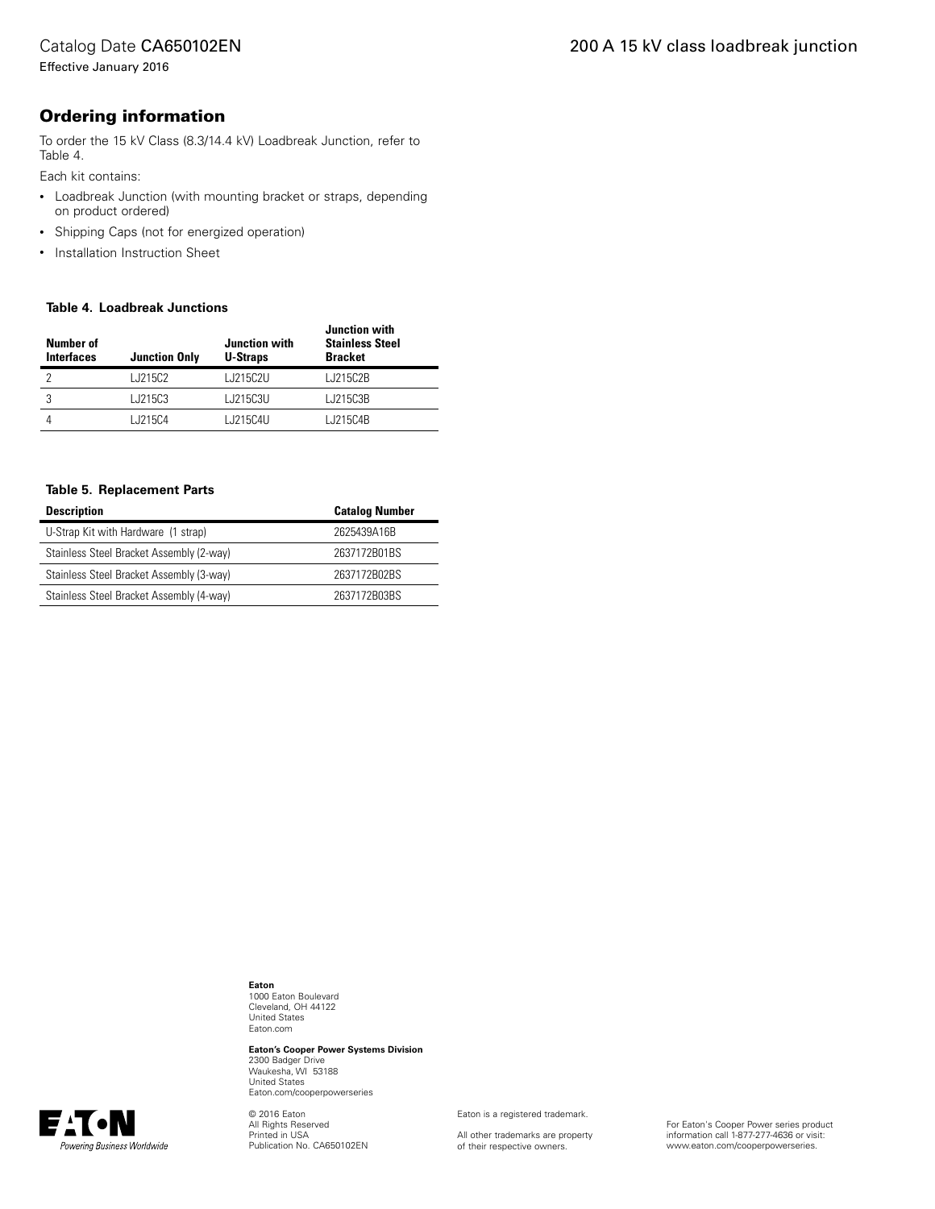## Ordering information

To order the 15 kV Class (8.3/14.4 kV) Loadbreak Junction, refer to Table 4.

Each kit contains:

- Loadbreak Junction (with mounting bracket or straps, depending on product ordered)
- Shipping Caps (not for energized operation)
- Installation Instruction Sheet

**Table 4. Loadbreak Junctions**

| Number of Interfaces | Junction Only | Junction with U-Straps | Junction with Stainless Steel Bracket |
|---|---|---|---|
| 2 | LJ215C2 | LJ215C2U | LJ215C2B |
| 3 | LJ215C3 | LJ215C3U | LJ215C3B |
| 4 | LJ215C4 | LJ215C4U | LJ215C4B |

**Table 5. Replacement Parts**

| Description | Catalog Number |
|---|---|
| U-Strap Kit with Hardware (1 strap) | 2625439A16B |
| Stainless Steel Bracket Assembly (2-way) | 2637172B01BS |
| Stainless Steel Bracket Assembly (3-way) | 2637172B02BS |
| Stainless Steel Bracket Assembly (4-way) | 2637172B03BS |

**Eaton**
1000 Eaton Boulevard
Cleveland, OH 44122
United States
Eaton.com

**Eaton's Cooper Power Systems Division**
2300 Badger Drive
Waukesha, WI 53188
United States
Eaton.com/cooperpowerseries

© 2016 Eaton
All Rights Reserved
Printed in USA
Publication No. CA650102EN

Eaton is a registered trademark.

All other trademarks are property of their respective owners.

For Eaton's Cooper Power series product information call 1-877-277-4636 or visit: www.eaton.com/cooperpowerseries.

Powering Business Worldwide